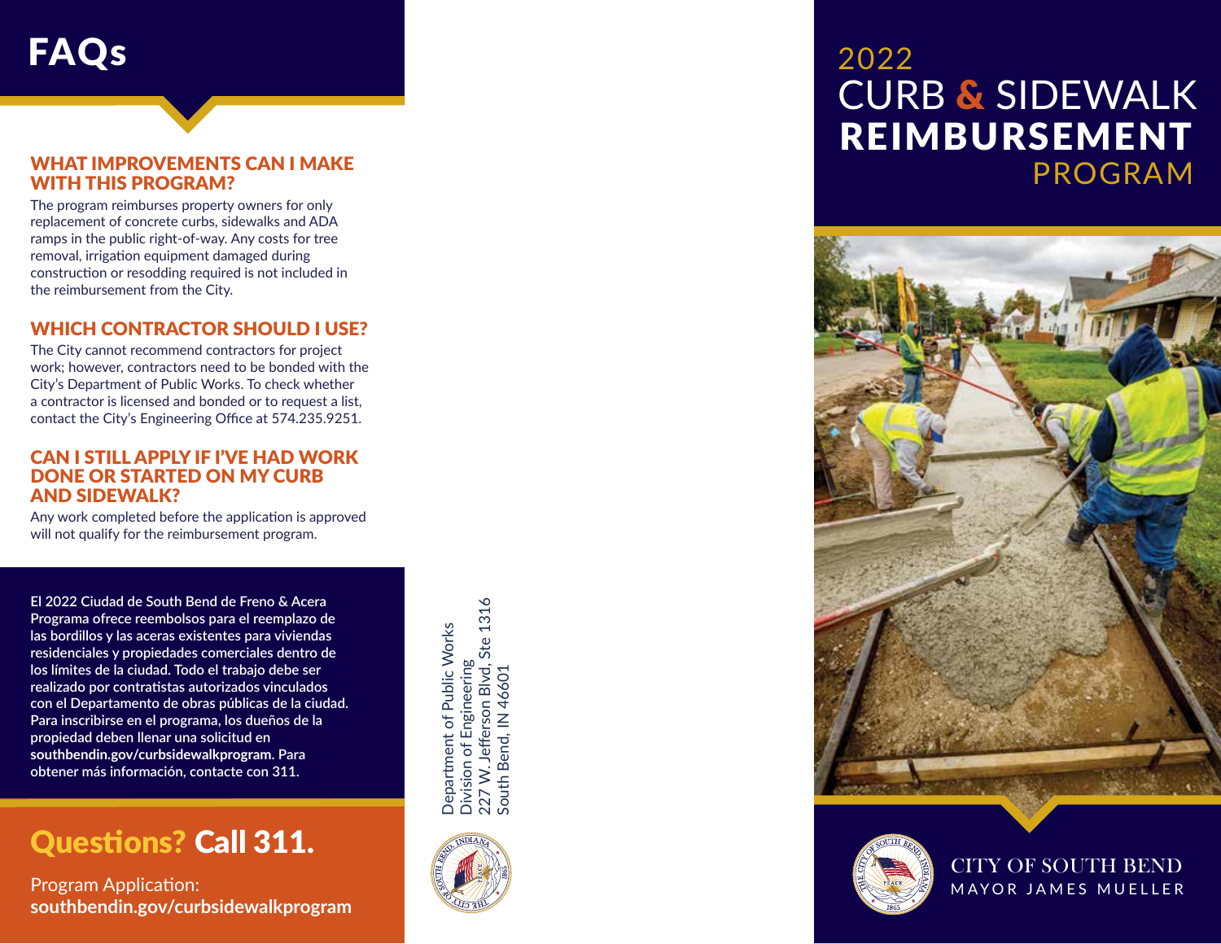# FAQs

## WHAT IMPROVEMENTS CAN I MAKE WITH THIS PROGRAM?

The program reimburses property owners for only replacement of concrete curbs, sidewalks and ADA ramps in the public right-of-way. Any costs for tree removal, irrigation equipment damaged during construction or resodding required is not included in the reimbursement from the City.

## WHICH CONTRACTOR SHOULD I USE?

The City cannot recommend contractors for project work; however, contractors need to be bonded with the City's Department of Public Works. To check whether a contractor is licensed and bonded or to request a list, contact the City's Engineering Office at 574.235.9251.

## CAN I STILL APPLY IF I'VE HAD WORK DONE OR STARTED ON MY CURB AND SIDEWALK?

Any work completed before the application is approved will not qualify for the reimbursement program.

**El 2022 Ciudad de South Bend de Freno & Acera Programa ofrece reembolsos para el reemplazo de las bordillos y las aceras existentes para viviendas residenciales y propiedades comerciales dentro de los límites de la ciudad. Todo el trabajo debe ser realizado por contratistas autorizados vinculados con el Departamento de obras públicas de la ciudad. Para inscribirse en el programa, los dueños de la propiedad deben llenar una solicitud en southbendin.gov/curbsidewalkprogram. Para obtener más información, contacte con 311.**

## Questions? Call 311.

Program Application:
**southbendin.gov/curbsidewalkprogram**

Department of Public Works
Division of Engineering
227 W. Jefferson Blvd, Ste 1316
South Bend, IN 46601

# 2022 CURB & SIDEWALK REIMBURSEMENT PROGRAM

CITY OF SOUTH BEND
MAYOR JAMES MUELLER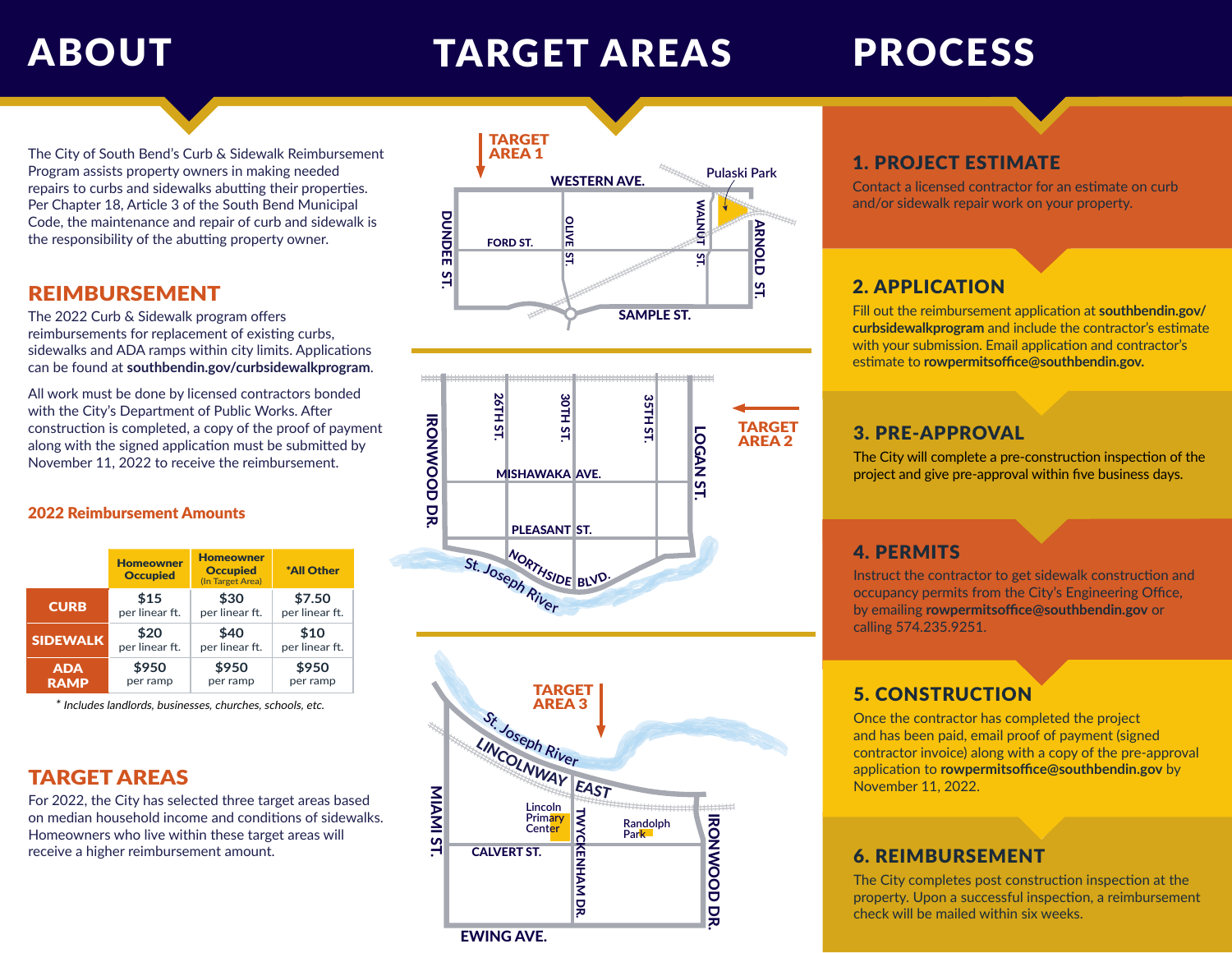# ABOUT

The City of South Bend's Curb & Sidewalk Reimbursement Program assists property owners in making needed repairs to curbs and sidewalks abutting their properties. Per Chapter 18, Article 3 of the South Bend Municipal Code, the maintenance and repair of curb and sidewalk is the responsibility of the abutting property owner.

## REIMBURSEMENT

The 2022 Curb & Sidewalk program offers reimbursements for replacement of existing curbs, sidewalks and ADA ramps within city limits. Applications can be found at **southbendin.gov/curbsidewalkprogram**.

All work must be done by licensed contractors bonded with the City's Department of Public Works. After construction is completed, a copy of the proof of payment along with the signed application must be submitted by November 11, 2022 to receive the reimbursement.

### 2022 Reimbursement Amounts

| | Homeowner Occupied | Homeowner Occupied (In Target Area) | *All Other |
|---|---|---|---|
| **CURB** | $15 per linear ft. | $30 per linear ft. | $7.50 per linear ft. |
| **SIDEWALK** | $20 per linear ft. | $40 per linear ft. | $10 per linear ft. |
| **ADA RAMP** | $950 per ramp | $950 per ramp | $950 per ramp |

*\* Includes landlords, businesses, churches, schools, etc.*

## TARGET AREAS

For 2022, the City has selected three target areas based on median household income and conditions of sidewalks. Homeowners who live within these target areas will receive a higher reimbursement amount.

# TARGET AREAS

TARGET AREA 1

WESTERN AVE.
Pulaski Park
DUNDEE ST.
FORD ST.
OLIVE ST.
WALNUT ST.
ARNOLD ST.
SAMPLE ST.

TARGET AREA 2

IRONWOOD DR.
26TH ST.
30TH ST.
35TH ST.
LOGAN ST.
MISHAWAKA AVE.
PLEASANT ST.
NORTHSIDE BLVD.
St. Joseph River

TARGET AREA 3

St. Joseph River
LINCOLNWAY EAST
MIAMI ST.
Lincoln Primary Center
TWYCKENHAM DR.
Randolph Park
IRONWOOD DR.
CALVERT ST.
EWING AVE.

# PROCESS

## 1. PROJECT ESTIMATE

Contact a licensed contractor for an estimate on curb and/or sidewalk repair work on your property.

## 2. APPLICATION

Fill out the reimbursement application at **southbendin.gov/curbsidewalkprogram** and include the contractor's estimate with your submission. Email application and contractor's estimate to **rowpermitsoffice@southbendin.gov.**

## 3. PRE-APPROVAL

The City will complete a pre-construction inspection of the project and give pre-approval within five business days.

## 4. PERMITS

Instruct the contractor to get sidewalk construction and occupancy permits from the City's Engineering Office, by emailing **rowpermitsoffice@southbendin.gov** or calling 574.235.9251.

## 5. CONSTRUCTION

Once the contractor has completed the project and has been paid, email proof of payment (signed contractor invoice) along with a copy of the pre-approval application to **rowpermitsoffice@southbendin.gov** by November 11, 2022.

## 6. REIMBURSEMENT

The City completes post construction inspection at the property. Upon a successful inspection, a reimbursement check will be mailed within six weeks.